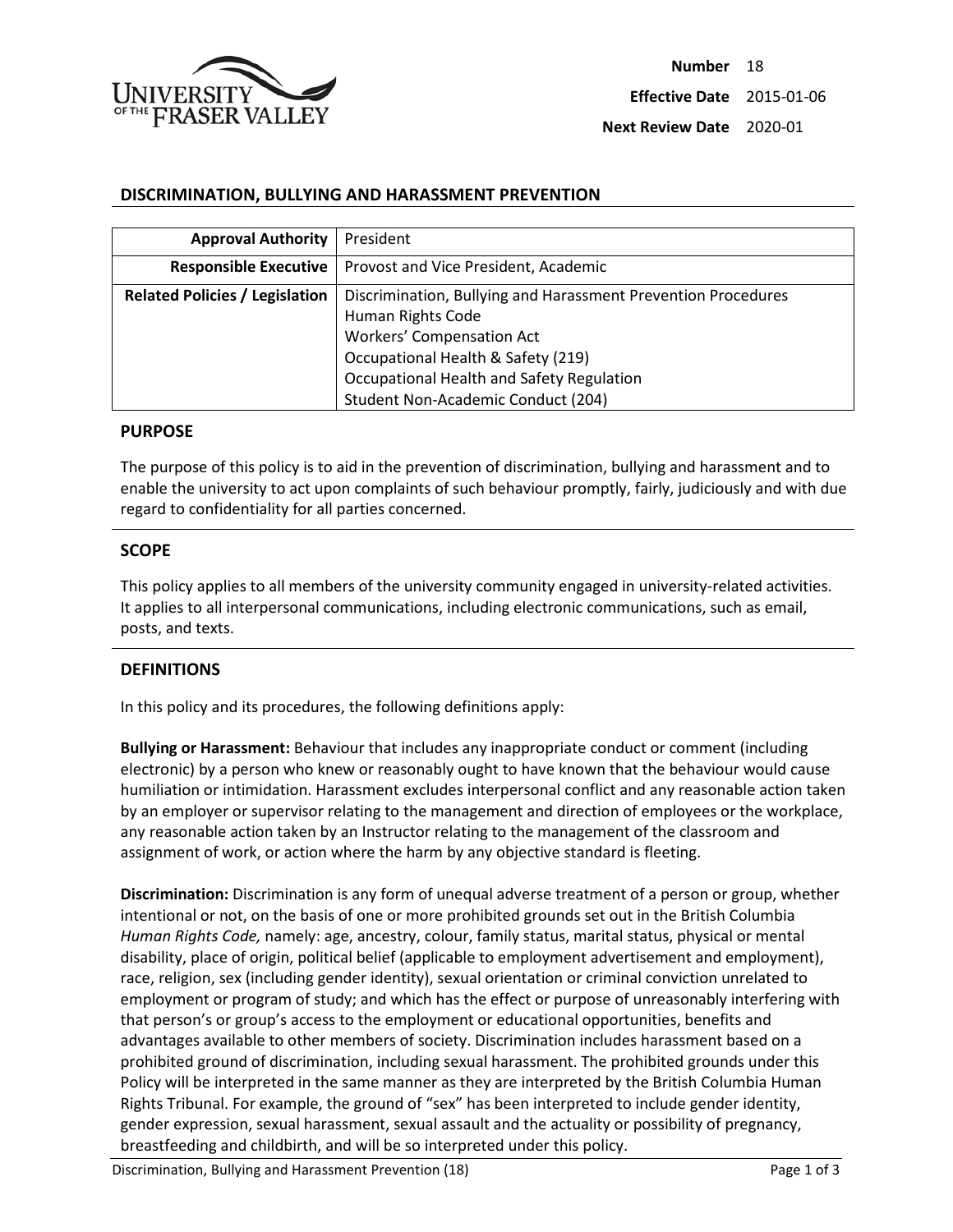UNIVERSITY OF THE FRASER VALLEY

**Number** 18

**Effective Date** 2015-01-06

**Next Review Date** 2020-01

# DISCRIMINATION, BULLYING AND HARASSMENT PREVENTION

| | |
|---|---|
| **Approval Authority** | President |
| **Responsible Executive** | Provost and Vice President, Academic |
| **Related Policies / Legislation** | Discrimination, Bullying and Harassment Prevention Procedures<br>Human Rights Code<br>Workers' Compensation Act<br>Occupational Health & Safety (219)<br>Occupational Health and Safety Regulation<br>Student Non-Academic Conduct (204) |

## PURPOSE

The purpose of this policy is to aid in the prevention of discrimination, bullying and harassment and to enable the university to act upon complaints of such behaviour promptly, fairly, judiciously and with due regard to confidentiality for all parties concerned.

## SCOPE

This policy applies to all members of the university community engaged in university-related activities. It applies to all interpersonal communications, including electronic communications, such as email, posts, and texts.

## DEFINITIONS

In this policy and its procedures, the following definitions apply:

**Bullying or Harassment:** Behaviour that includes any inappropriate conduct or comment (including electronic) by a person who knew or reasonably ought to have known that the behaviour would cause humiliation or intimidation. Harassment excludes interpersonal conflict and any reasonable action taken by an employer or supervisor relating to the management and direction of employees or the workplace, any reasonable action taken by an Instructor relating to the management of the classroom and assignment of work, or action where the harm by any objective standard is fleeting.

**Discrimination:** Discrimination is any form of unequal adverse treatment of a person or group, whether intentional or not, on the basis of one or more prohibited grounds set out in the British Columbia *Human Rights Code,* namely: age, ancestry, colour, family status, marital status, physical or mental disability, place of origin, political belief (applicable to employment advertisement and employment), race, religion, sex (including gender identity), sexual orientation or criminal conviction unrelated to employment or program of study; and which has the effect or purpose of unreasonably interfering with that person's or group's access to the employment or educational opportunities, benefits and advantages available to other members of society. Discrimination includes harassment based on a prohibited ground of discrimination, including sexual harassment. The prohibited grounds under this Policy will be interpreted in the same manner as they are interpreted by the British Columbia Human Rights Tribunal. For example, the ground of "sex" has been interpreted to include gender identity, gender expression, sexual harassment, sexual assault and the actuality or possibility of pregnancy, breastfeeding and childbirth, and will be so interpreted under this policy.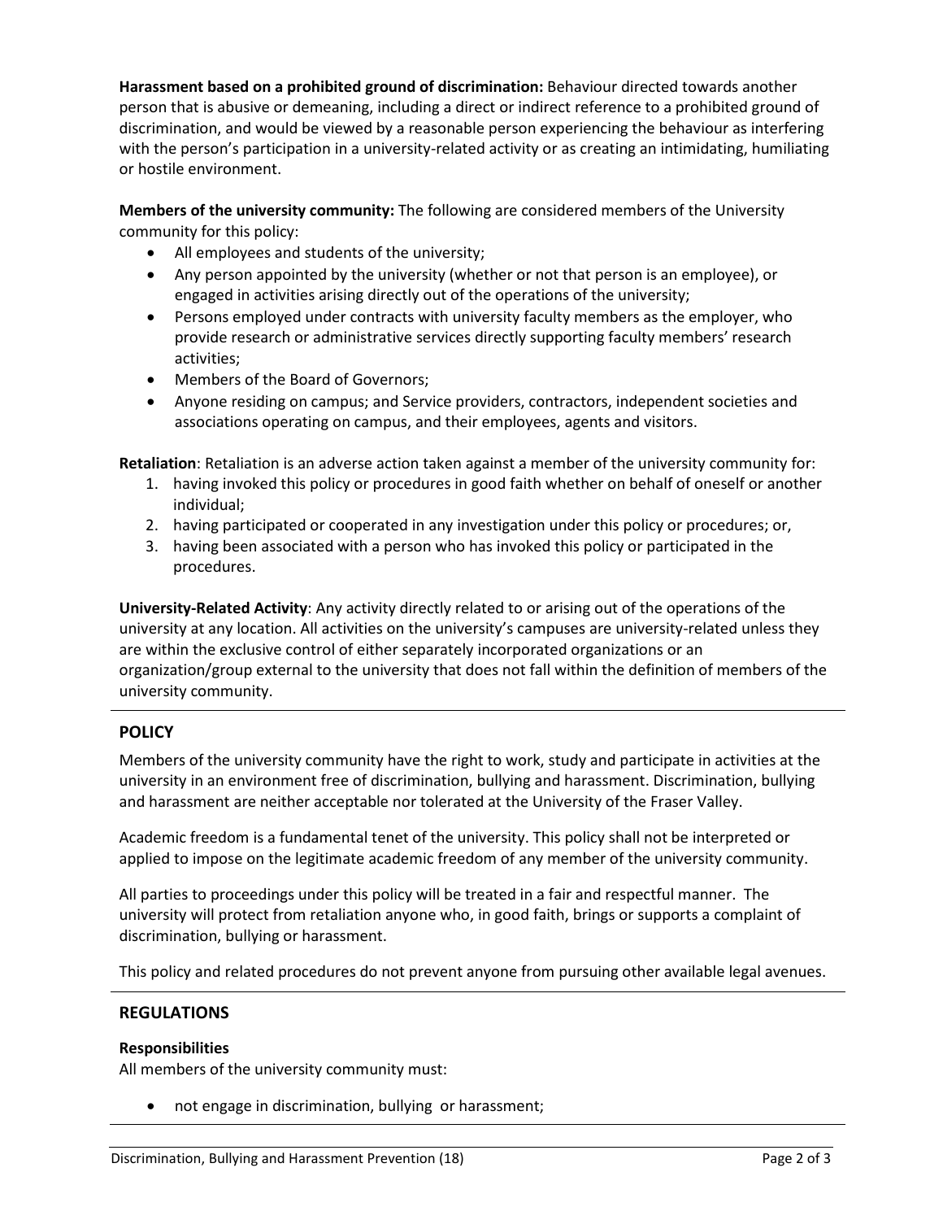**Harassment based on a prohibited ground of discrimination:** Behaviour directed towards another person that is abusive or demeaning, including a direct or indirect reference to a prohibited ground of discrimination, and would be viewed by a reasonable person experiencing the behaviour as interfering with the person's participation in a university-related activity or as creating an intimidating, humiliating or hostile environment.

**Members of the university community:** The following are considered members of the University community for this policy:

- All employees and students of the university;
- Any person appointed by the university (whether or not that person is an employee), or engaged in activities arising directly out of the operations of the university;
- Persons employed under contracts with university faculty members as the employer, who provide research or administrative services directly supporting faculty members' research activities;
- Members of the Board of Governors;
- Anyone residing on campus; and Service providers, contractors, independent societies and associations operating on campus, and their employees, agents and visitors.

**Retaliation**: Retaliation is an adverse action taken against a member of the university community for:

1. having invoked this policy or procedures in good faith whether on behalf of oneself or another individual;
2. having participated or cooperated in any investigation under this policy or procedures; or,
3. having been associated with a person who has invoked this policy or participated in the procedures.

**University-Related Activity**: Any activity directly related to or arising out of the operations of the university at any location. All activities on the university's campuses are university-related unless they are within the exclusive control of either separately incorporated organizations or an organization/group external to the university that does not fall within the definition of members of the university community.

## POLICY

Members of the university community have the right to work, study and participate in activities at the university in an environment free of discrimination, bullying and harassment. Discrimination, bullying and harassment are neither acceptable nor tolerated at the University of the Fraser Valley.

Academic freedom is a fundamental tenet of the university. This policy shall not be interpreted or applied to impose on the legitimate academic freedom of any member of the university community.

All parties to proceedings under this policy will be treated in a fair and respectful manner. The university will protect from retaliation anyone who, in good faith, brings or supports a complaint of discrimination, bullying or harassment.

This policy and related procedures do not prevent anyone from pursuing other available legal avenues.

## REGULATIONS

### Responsibilities

All members of the university community must:

- not engage in discrimination, bullying or harassment;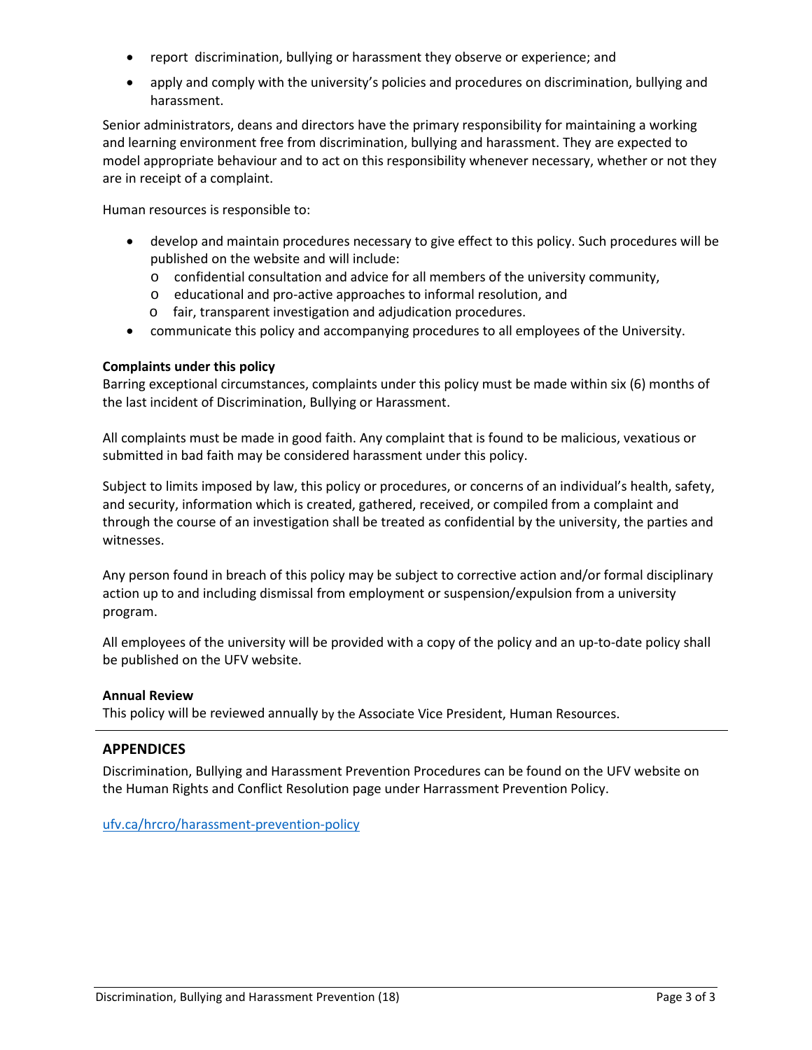- report discrimination, bullying or harassment they observe or experience; and
- apply and comply with the university's policies and procedures on discrimination, bullying and harassment.

Senior administrators, deans and directors have the primary responsibility for maintaining a working and learning environment free from discrimination, bullying and harassment. They are expected to model appropriate behaviour and to act on this responsibility whenever necessary, whether or not they are in receipt of a complaint.

Human resources is responsible to:

- develop and maintain procedures necessary to give effect to this policy. Such procedures will be published on the website and will include:
  - confidential consultation and advice for all members of the university community,
  - educational and pro-active approaches to informal resolution, and
  - fair, transparent investigation and adjudication procedures.
- communicate this policy and accompanying procedures to all employees of the University.

**Complaints under this policy**

Barring exceptional circumstances, complaints under this policy must be made within six (6) months of the last incident of Discrimination, Bullying or Harassment.

All complaints must be made in good faith. Any complaint that is found to be malicious, vexatious or submitted in bad faith may be considered harassment under this policy.

Subject to limits imposed by law, this policy or procedures, or concerns of an individual's health, safety, and security, information which is created, gathered, received, or compiled from a complaint and through the course of an investigation shall be treated as confidential by the university, the parties and witnesses.

Any person found in breach of this policy may be subject to corrective action and/or formal disciplinary action up to and including dismissal from employment or suspension/expulsion from a university program.

All employees of the university will be provided with a copy of the policy and an up-to-date policy shall be published on the UFV website.

**Annual Review**

This policy will be reviewed annually by the Associate Vice President, Human Resources.

## APPENDICES

Discrimination, Bullying and Harassment Prevention Procedures can be found on the UFV website on the Human Rights and Conflict Resolution page under Harrassment Prevention Policy.

ufv.ca/hrcro/harassment-prevention-policy